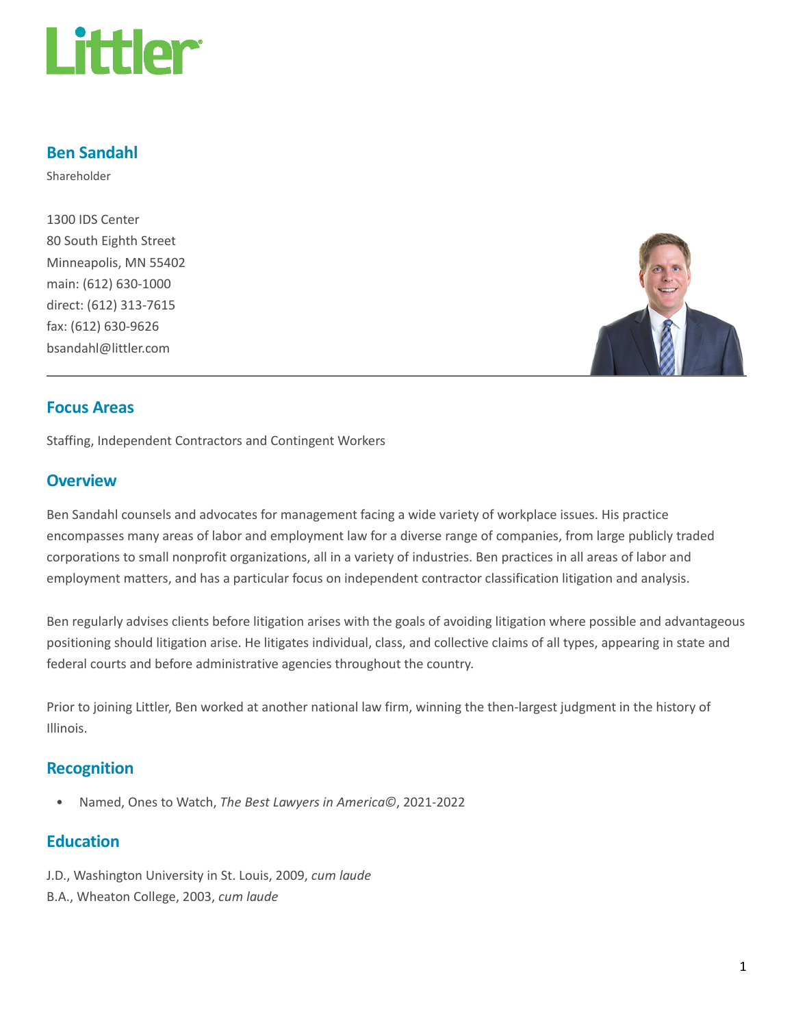# Littler

## Ben Sandahl

Shareholder

1300 IDS Center
80 South Eighth Street
Minneapolis, MN 55402
main: (612) 630-1000
direct: (612) 313-7615
fax: (612) 630-9626
bsandahl@littler.com

## Focus Areas

Staffing, Independent Contractors and Contingent Workers

## Overview

Ben Sandahl counsels and advocates for management facing a wide variety of workplace issues. His practice encompasses many areas of labor and employment law for a diverse range of companies, from large publicly traded corporations to small nonprofit organizations, all in a variety of industries. Ben practices in all areas of labor and employment matters, and has a particular focus on independent contractor classification litigation and analysis.

Ben regularly advises clients before litigation arises with the goals of avoiding litigation where possible and advantageous positioning should litigation arise. He litigates individual, class, and collective claims of all types, appearing in state and federal courts and before administrative agencies throughout the country.

Prior to joining Littler, Ben worked at another national law firm, winning the then-largest judgment in the history of Illinois.

## Recognition

- Named, Ones to Watch, *The Best Lawyers in America©*, 2021-2022

## Education

J.D., Washington University in St. Louis, 2009, *cum laude*
B.A., Wheaton College, 2003, *cum laude*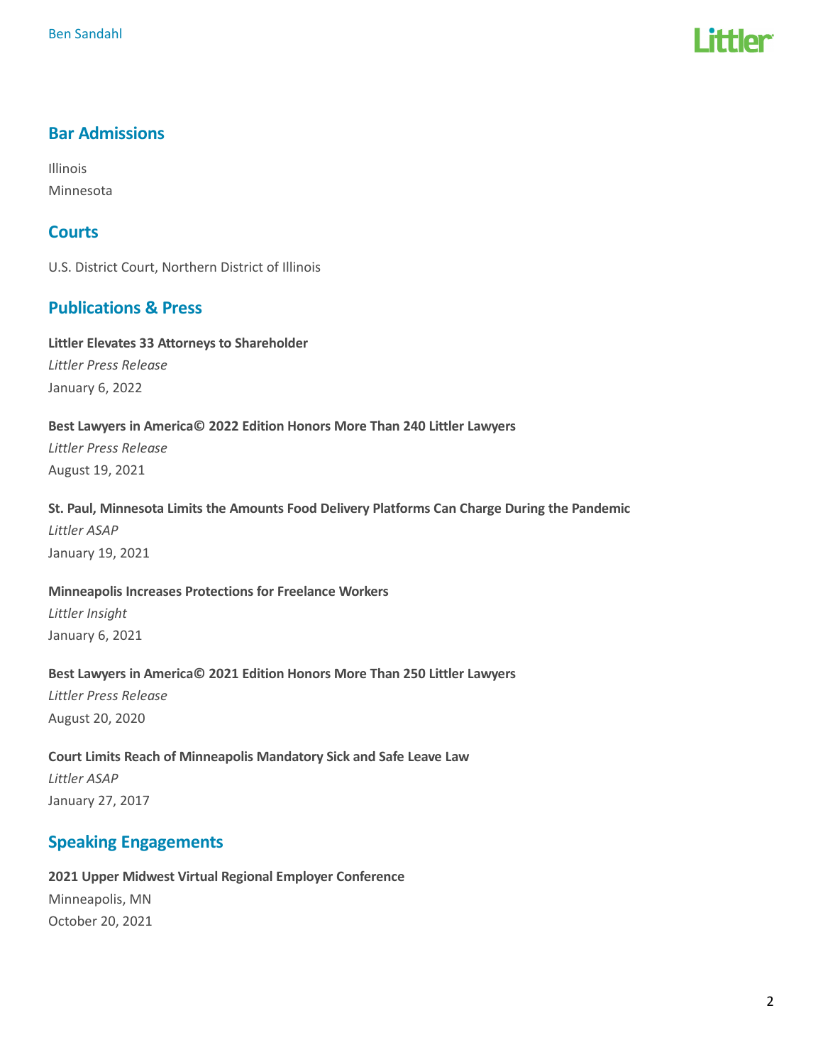## Bar Admissions

Illinois
Minnesota

## Courts

U.S. District Court, Northern District of Illinois

## Publications & Press

**Littler Elevates 33 Attorneys to Shareholder**
*Littler Press Release*
January 6, 2022

**Best Lawyers in America© 2022 Edition Honors More Than 240 Littler Lawyers**
*Littler Press Release*
August 19, 2021

**St. Paul, Minnesota Limits the Amounts Food Delivery Platforms Can Charge During the Pandemic**
*Littler ASAP*
January 19, 2021

**Minneapolis Increases Protections for Freelance Workers**
*Littler Insight*
January 6, 2021

**Best Lawyers in America© 2021 Edition Honors More Than 250 Littler Lawyers**
*Littler Press Release*
August 20, 2020

**Court Limits Reach of Minneapolis Mandatory Sick and Safe Leave Law**
*Littler ASAP*
January 27, 2017

## Speaking Engagements

**2021 Upper Midwest Virtual Regional Employer Conference**
Minneapolis, MN
October 20, 2021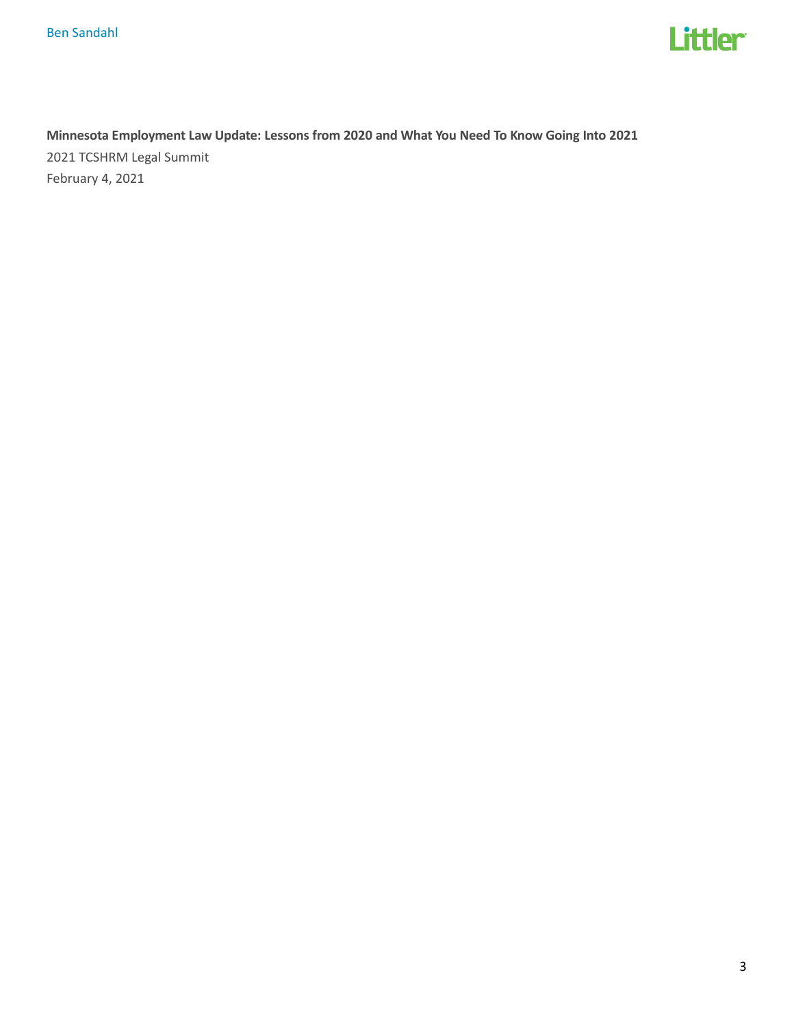**Minnesota Employment Law Update: Lessons from 2020 and What You Need To Know Going Into 2021**

2021 TCSHRM Legal Summit

February 4, 2021